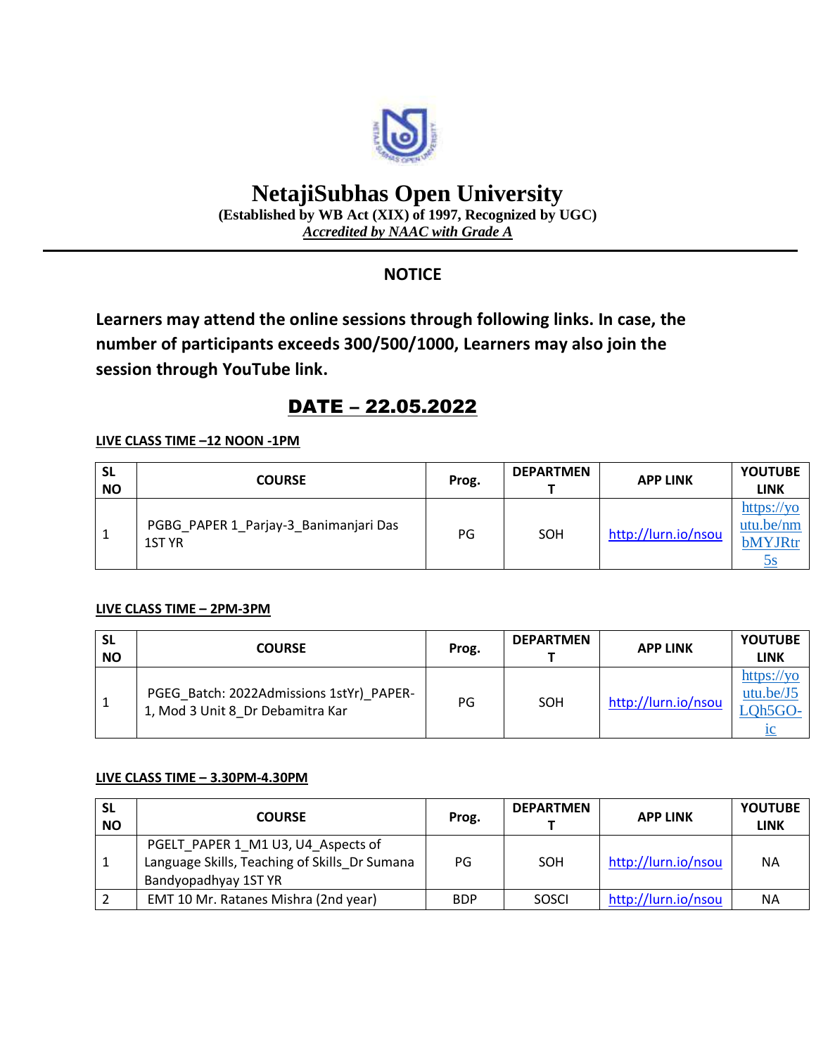# NetajiSubhas Open University

**(Established by WB Act (XIX) of 1997, Recognized by UGC)**

***Accredited by NAAC with Grade A***

## NOTICE

**Learners may attend the online sessions through following links. In case, the number of participants exceeds 300/500/1000, Learners may also join the session through YouTube link.**

## DATE – 22.05.2022

**LIVE CLASS TIME –12 NOON -1PM**

| SL NO | COURSE | Prog. | DEPARTMENT | APP LINK | YOUTUBE LINK |
|---|---|---|---|---|---|
| 1 | PGBG_PAPER 1_Parjay-3_Banimanjari Das 1ST YR | PG | SOH | http://lurn.io/nsou | https://youtu.be/nmbMYJRtr5s |

**LIVE CLASS TIME – 2PM-3PM**

| SL NO | COURSE | Prog. | DEPARTMENT | APP LINK | YOUTUBE LINK |
|---|---|---|---|---|---|
| 1 | PGEG_Batch: 2022Admissions 1stYr)_PAPER-1, Mod 3 Unit 8_Dr Debamitra Kar | PG | SOH | http://lurn.io/nsou | https://youtu.be/J5LQh5GO-ic |

**LIVE CLASS TIME – 3.30PM-4.30PM**

| SL NO | COURSE | Prog. | DEPARTMENT | APP LINK | YOUTUBE LINK |
|---|---|---|---|---|---|
| 1 | PGELT_PAPER 1_M1 U3, U4_Aspects of Language Skills, Teaching of Skills_Dr Sumana Bandyopadhyay 1ST YR | PG | SOH | http://lurn.io/nsou | NA |
| 2 | EMT 10 Mr. Ratanes Mishra (2nd year) | BDP | SOSCI | http://lurn.io/nsou | NA |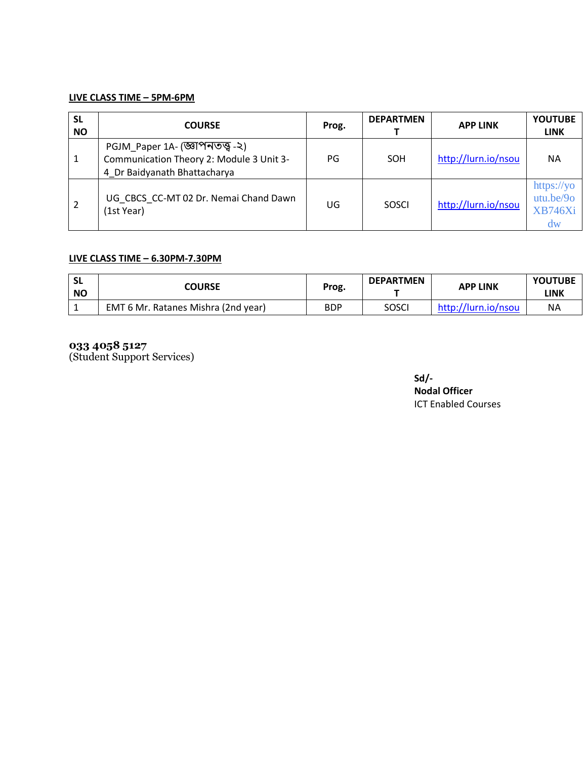**LIVE CLASS TIME – 5PM-6PM**

| SL NO | COURSE | Prog. | DEPARTMENT | APP LINK | YOUTUBE LINK |
|---|---|---|---|---|---|
| 1 | PGJM_Paper 1A- (জ্ঞাপনতত্ত্ব -২) Communication Theory 2: Module 3 Unit 3-4_Dr Baidyanath Bhattacharya | PG | SOH | http://lurn.io/nsou | NA |
| 2 | UG_CBCS_CC-MT 02 Dr. Nemai Chand Dawn (1st Year) | UG | SOSCI | http://lurn.io/nsou | https://youtu.be/9oXB746Xidw |

**LIVE CLASS TIME – 6.30PM-7.30PM**

| SL NO | COURSE | Prog. | DEPARTMENT | APP LINK | YOUTUBE LINK |
|---|---|---|---|---|---|
| 1 | EMT 6 Mr. Ratanes Mishra (2nd year) | BDP | SOSCI | http://lurn.io/nsou | NA |

**033 4058 5127**
(Student Support Services)

Sd/-
**Nodal Officer**
ICT Enabled Courses